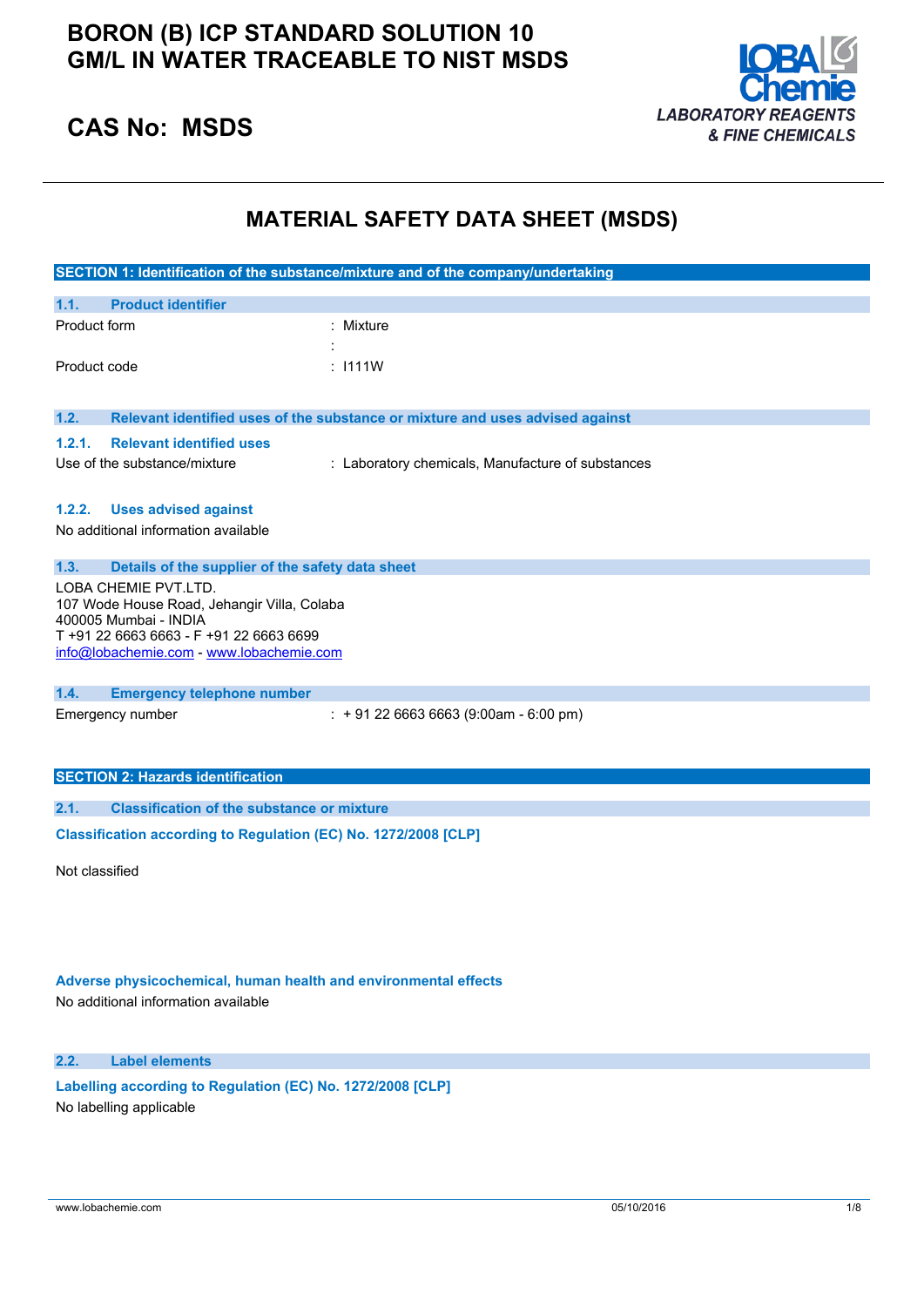# BORON (B) ICP STANDARD SOLUTION 10 GM/L IN WATER TRACEABLE TO NIST MSDS

## CAS No: MSDS

LOBA Chemie
*LABORATORY REAGENTS & FINE CHEMICALS*

# MATERIAL SAFETY DATA SHEET (MSDS)

## SECTION 1: Identification of the substance/mixture and of the company/undertaking

### 1.1. Product identifier

Product form : Mixture

:

Product code : I111W

### 1.2. Relevant identified uses of the substance or mixture and uses advised against

#### 1.2.1. Relevant identified uses

Use of the substance/mixture : Laboratory chemicals, Manufacture of substances

#### 1.2.2. Uses advised against

No additional information available

### 1.3. Details of the supplier of the safety data sheet

LOBA CHEMIE PVT.LTD.
107 Wode House Road, Jehangir Villa, Colaba
400005 Mumbai - INDIA
T +91 22 6663 6663 - F +91 22 6663 6699
info@lobachemie.com - www.lobachemie.com

### 1.4. Emergency telephone number

Emergency number : + 91 22 6663 6663 (9:00am - 6:00 pm)

## SECTION 2: Hazards identification

### 2.1. Classification of the substance or mixture

**Classification according to Regulation (EC) No. 1272/2008 [CLP]**

Not classified

**Adverse physicochemical, human health and environmental effects**

No additional information available

### 2.2. Label elements

**Labelling according to Regulation (EC) No. 1272/2008 [CLP]**

No labelling applicable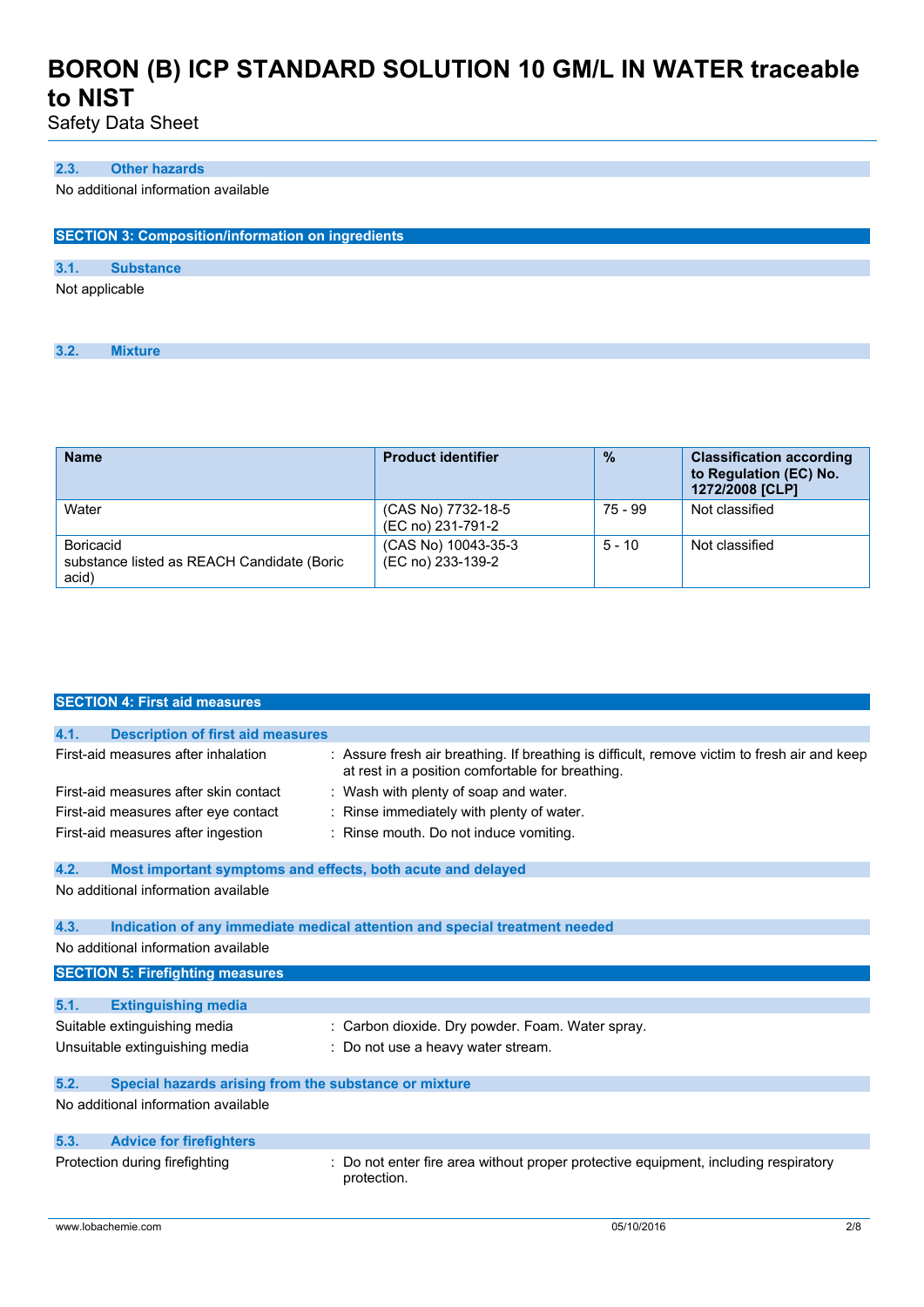### 2.3. Other hazards

No additional information available

## SECTION 3: Composition/information on ingredients

### 3.1. Substance

Not applicable

### 3.2. Mixture

| Name | Product identifier | % | Classification according to Regulation (EC) No. 1272/2008 [CLP] |
|---|---|---|---|
| Water | (CAS No) 7732-18-5<br>(EC no) 231-791-2 | 75 - 99 | Not classified |
| Boricacid<br>substance listed as REACH Candidate (Boric acid) | (CAS No) 10043-35-3<br>(EC no) 233-139-2 | 5 - 10 | Not classified |

## SECTION 4: First aid measures

### 4.1. Description of first aid measures

First-aid measures after inhalation : Assure fresh air breathing. If breathing is difficult, remove victim to fresh air and keep at rest in a position comfortable for breathing.

First-aid measures after skin contact : Wash with plenty of soap and water.

First-aid measures after eye contact : Rinse immediately with plenty of water.

First-aid measures after ingestion : Rinse mouth. Do not induce vomiting.

### 4.2. Most important symptoms and effects, both acute and delayed

No additional information available

### 4.3. Indication of any immediate medical attention and special treatment needed

No additional information available

## SECTION 5: Firefighting measures

### 5.1. Extinguishing media

Suitable extinguishing media : Carbon dioxide. Dry powder. Foam. Water spray.

Unsuitable extinguishing media : Do not use a heavy water stream.

### 5.2. Special hazards arising from the substance or mixture

No additional information available

### 5.3. Advice for firefighters

Protection during firefighting : Do not enter fire area without proper protective equipment, including respiratory protection.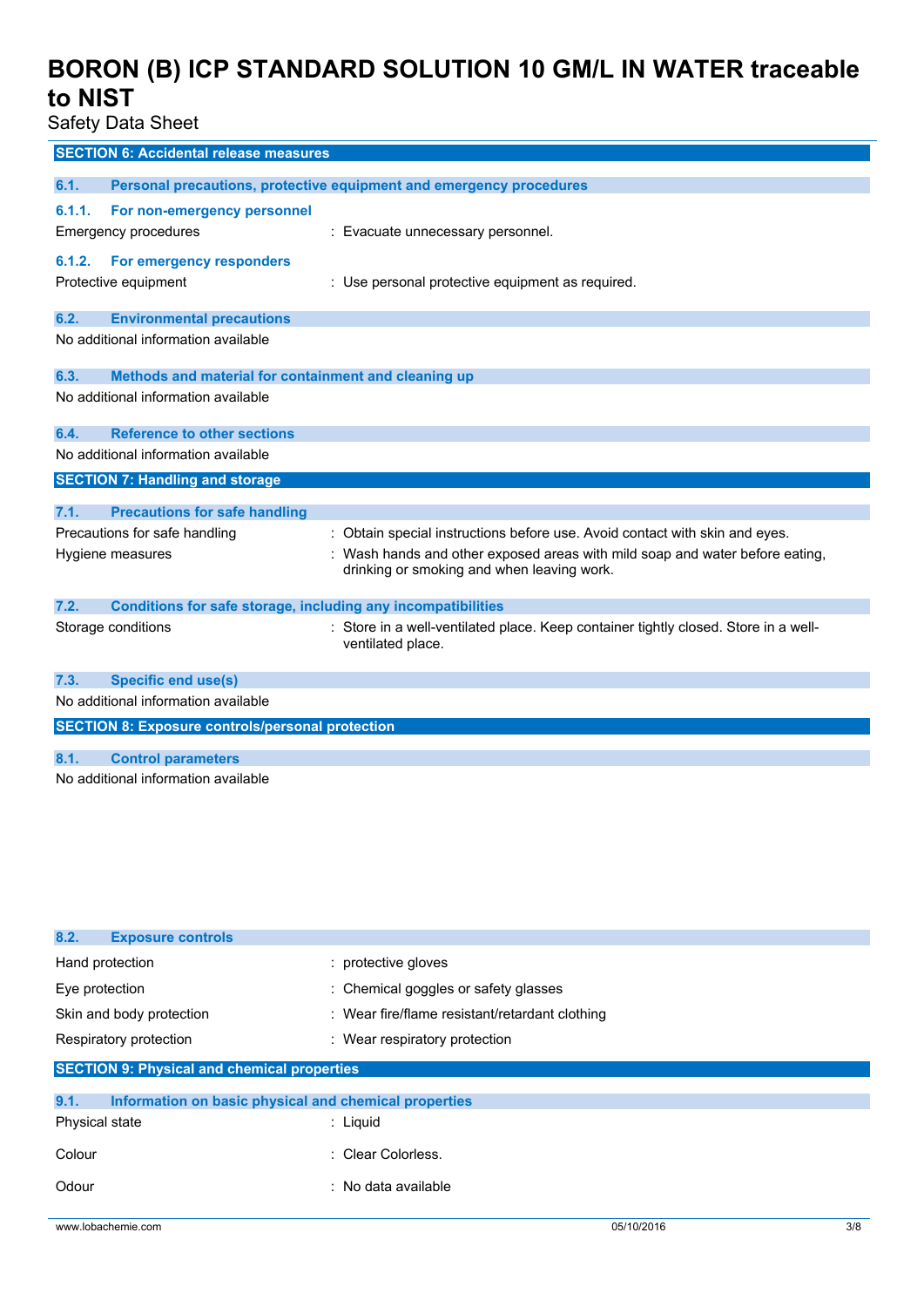## SECTION 6: Accidental release measures

### 6.1. Personal precautions, protective equipment and emergency procedures

#### 6.1.1. For non-emergency personnel

Emergency procedures : Evacuate unnecessary personnel.

#### 6.1.2. For emergency responders

Protective equipment : Use personal protective equipment as required.

### 6.2. Environmental precautions

No additional information available

### 6.3. Methods and material for containment and cleaning up

No additional information available

### 6.4. Reference to other sections

No additional information available

## SECTION 7: Handling and storage

### 7.1. Precautions for safe handling

Precautions for safe handling : Obtain special instructions before use. Avoid contact with skin and eyes.

Hygiene measures : Wash hands and other exposed areas with mild soap and water before eating, drinking or smoking and when leaving work.

### 7.2. Conditions for safe storage, including any incompatibilities

Storage conditions : Store in a well-ventilated place. Keep container tightly closed. Store in a well-ventilated place.

### 7.3. Specific end use(s)

No additional information available

## SECTION 8: Exposure controls/personal protection

### 8.1. Control parameters

No additional information available

### 8.2. Exposure controls

Hand protection : protective gloves

Eye protection : Chemical goggles or safety glasses

Skin and body protection : Wear fire/flame resistant/retardant clothing

Respiratory protection : Wear respiratory protection

## SECTION 9: Physical and chemical properties

### 9.1. Information on basic physical and chemical properties

Physical state : Liquid

Colour : Clear Colorless.

Odour : No data available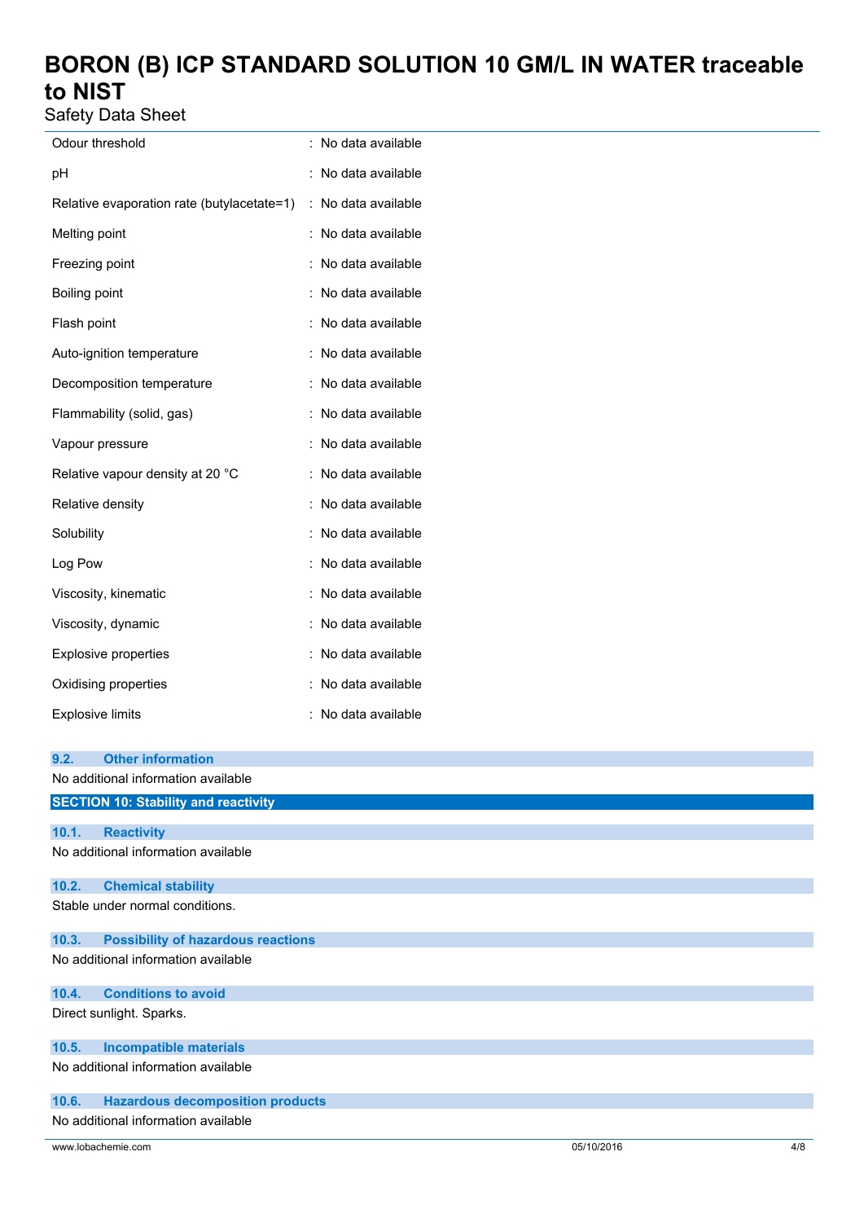| | |
|---|---|
| Odour threshold | : No data available |
| pH | : No data available |
| Relative evaporation rate (butylacetate=1) | : No data available |
| Melting point | : No data available |
| Freezing point | : No data available |
| Boiling point | : No data available |
| Flash point | : No data available |
| Auto-ignition temperature | : No data available |
| Decomposition temperature | : No data available |
| Flammability (solid, gas) | : No data available |
| Vapour pressure | : No data available |
| Relative vapour density at 20 °C | : No data available |
| Relative density | : No data available |
| Solubility | : No data available |
| Log Pow | : No data available |
| Viscosity, kinematic | : No data available |
| Viscosity, dynamic | : No data available |
| Explosive properties | : No data available |
| Oxidising properties | : No data available |
| Explosive limits | : No data available |

### 9.2. Other information

No additional information available

## SECTION 10: Stability and reactivity

### 10.1. Reactivity

No additional information available

### 10.2. Chemical stability

Stable under normal conditions.

### 10.3. Possibility of hazardous reactions

No additional information available

### 10.4. Conditions to avoid

Direct sunlight. Sparks.

### 10.5. Incompatible materials

No additional information available

### 10.6. Hazardous decomposition products

No additional information available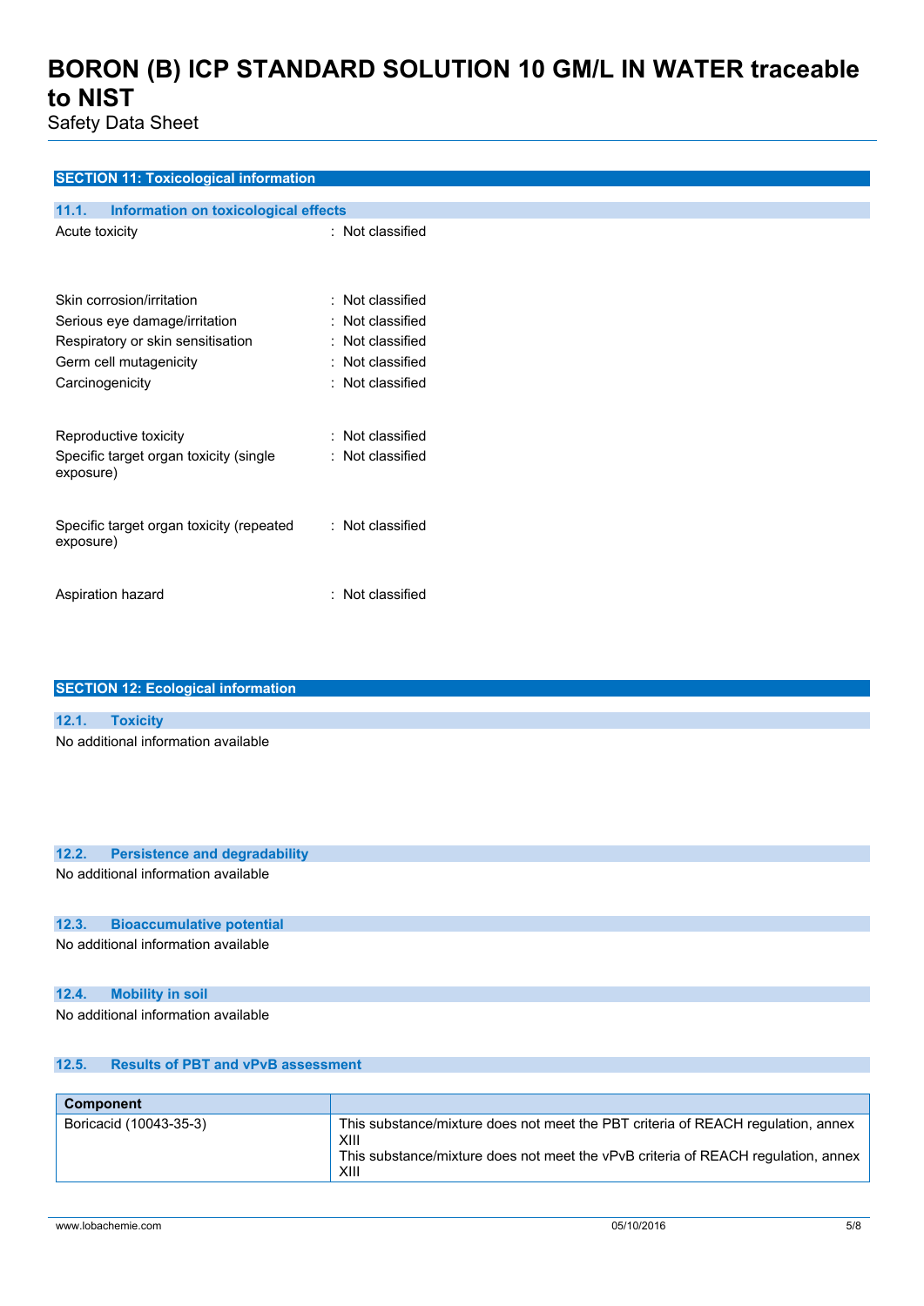## SECTION 11: Toxicological information

### 11.1. Information on toxicological effects

| | |
|---|---|
| Acute toxicity | : Not classified |
| Skin corrosion/irritation | : Not classified |
| Serious eye damage/irritation | : Not classified |
| Respiratory or skin sensitisation | : Not classified |
| Germ cell mutagenicity | : Not classified |
| Carcinogenicity | : Not classified |
| Reproductive toxicity | : Not classified |
| Specific target organ toxicity (single exposure) | : Not classified |
| Specific target organ toxicity (repeated exposure) | : Not classified |
| Aspiration hazard | : Not classified |

## SECTION 12: Ecological information

### 12.1. Toxicity

No additional information available

### 12.2. Persistence and degradability

No additional information available

### 12.3. Bioaccumulative potential

No additional information available

### 12.4. Mobility in soil

No additional information available

### 12.5. Results of PBT and vPvB assessment

| Component | |
|---|---|
| Boricacid (10043-35-3) | This substance/mixture does not meet the PBT criteria of REACH regulation, annex XIII<br>This substance/mixture does not meet the vPvB criteria of REACH regulation, annex XIII |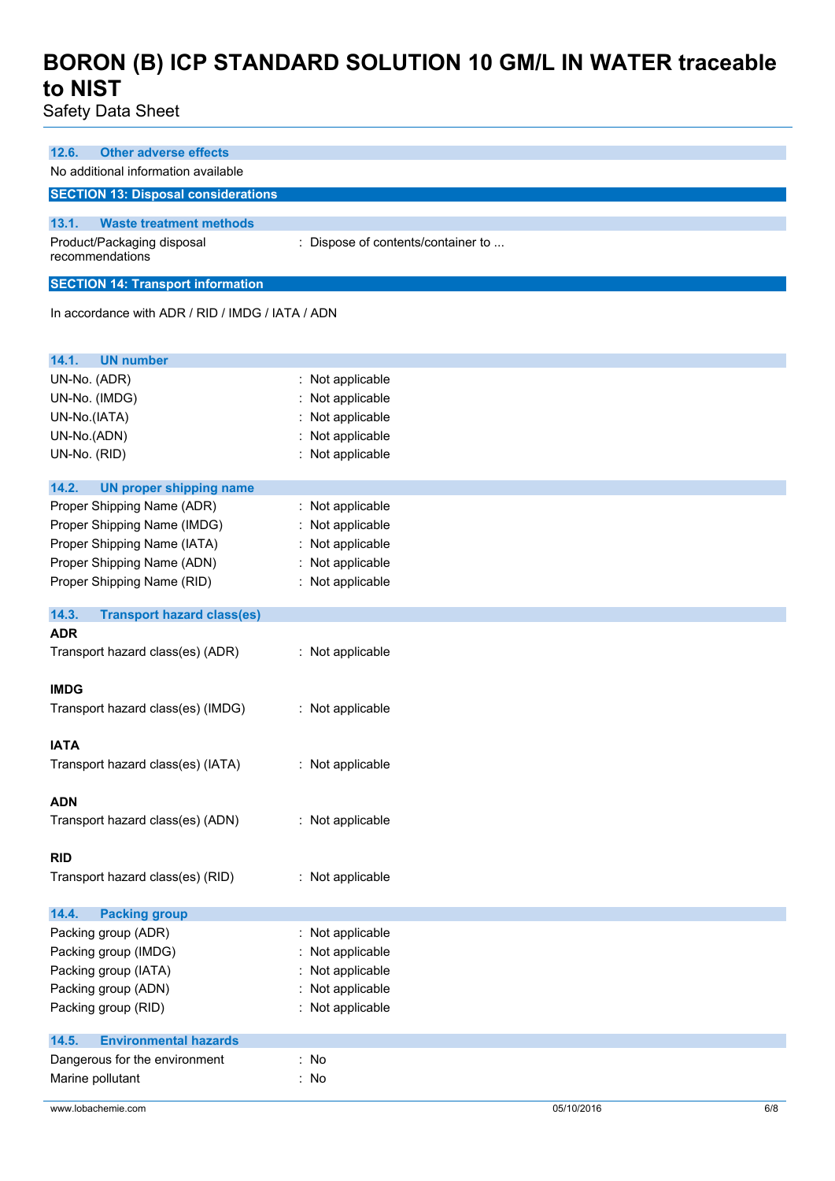### 12.6. Other adverse effects

No additional information available

## SECTION 13: Disposal considerations

### 13.1. Waste treatment methods

| | |
|---|---|
| Product/Packaging disposal recommendations | : Dispose of contents/container to ... |

## SECTION 14: Transport information

In accordance with ADR / RID / IMDG / IATA / ADN

### 14.1. UN number

| | |
|---|---|
| UN-No. (ADR) | : Not applicable |
| UN-No. (IMDG) | : Not applicable |
| UN-No.(IATA) | : Not applicable |
| UN-No.(ADN) | : Not applicable |
| UN-No. (RID) | : Not applicable |

### 14.2. UN proper shipping name

| | |
|---|---|
| Proper Shipping Name (ADR) | : Not applicable |
| Proper Shipping Name (IMDG) | : Not applicable |
| Proper Shipping Name (IATA) | : Not applicable |
| Proper Shipping Name (ADN) | : Not applicable |
| Proper Shipping Name (RID) | : Not applicable |

### 14.3. Transport hazard class(es)

**ADR**

| | |
|---|---|
| Transport hazard class(es) (ADR) | : Not applicable |

**IMDG**

| | |
|---|---|
| Transport hazard class(es) (IMDG) | : Not applicable |

**IATA**

| | |
|---|---|
| Transport hazard class(es) (IATA) | : Not applicable |

**ADN**

| | |
|---|---|
| Transport hazard class(es) (ADN) | : Not applicable |

**RID**

| | |
|---|---|
| Transport hazard class(es) (RID) | : Not applicable |

### 14.4. Packing group

| | |
|---|---|
| Packing group (ADR) | : Not applicable |
| Packing group (IMDG) | : Not applicable |
| Packing group (IATA) | : Not applicable |
| Packing group (ADN) | : Not applicable |
| Packing group (RID) | : Not applicable |

### 14.5. Environmental hazards

| | |
|---|---|
| Dangerous for the environment | : No |
| Marine pollutant | : No |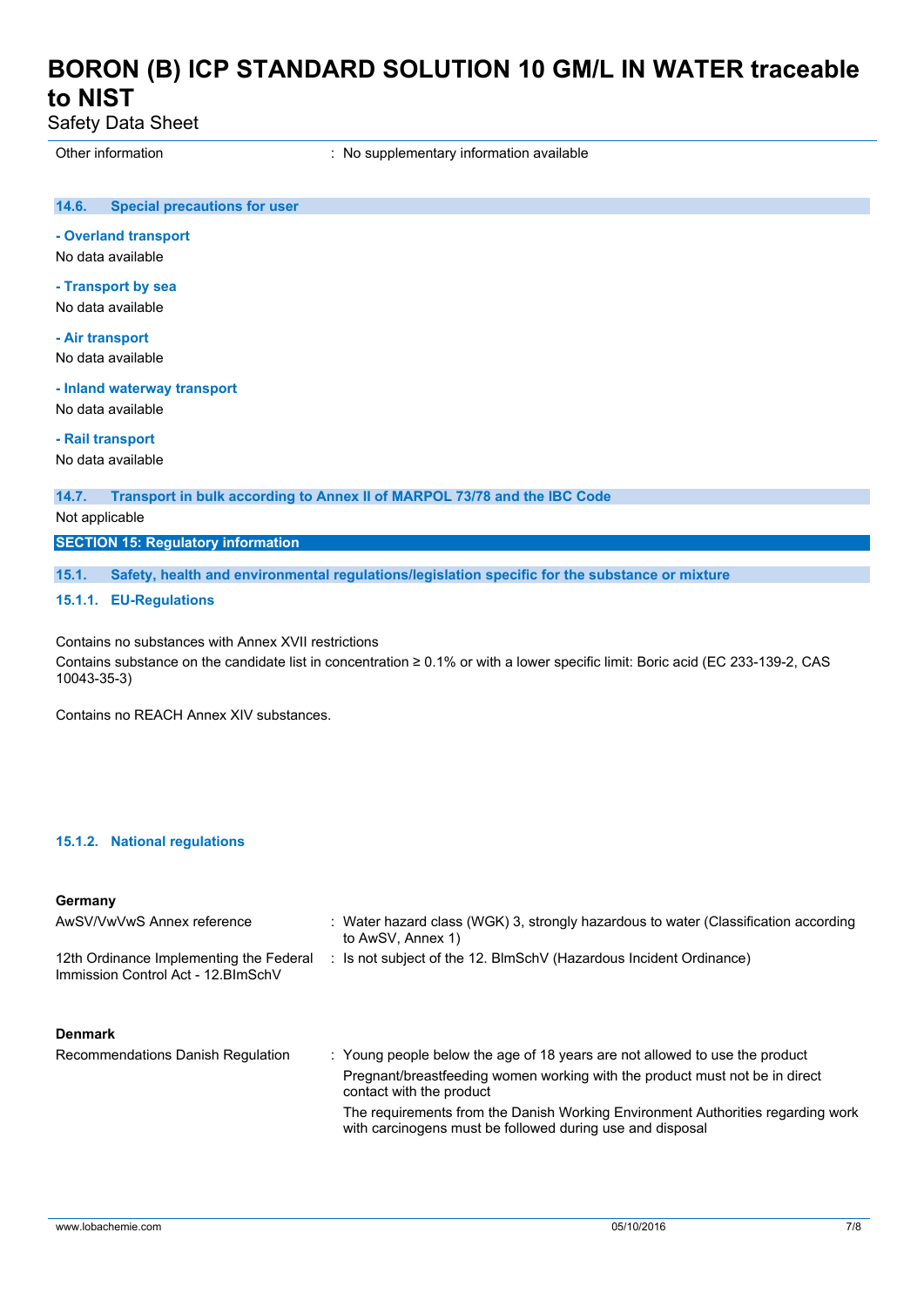Other information : No supplementary information available

### 14.6. Special precautions for user

**- Overland transport**

No data available

**- Transport by sea**

No data available

**- Air transport**

No data available

**- Inland waterway transport**

No data available

**- Rail transport**

No data available

### 14.7. Transport in bulk according to Annex II of MARPOL 73/78 and the IBC Code

Not applicable

## SECTION 15: Regulatory information

### 15.1. Safety, health and environmental regulations/legislation specific for the substance or mixture

#### 15.1.1. EU-Regulations

Contains no substances with Annex XVII restrictions

Contains substance on the candidate list in concentration ≥ 0.1% or with a lower specific limit: Boric acid (EC 233-139-2, CAS 10043-35-3)

Contains no REACH Annex XIV substances.

#### 15.1.2. National regulations

**Germany**

| | |
|---|---|
| AwSV/VwVwS Annex reference | : Water hazard class (WGK) 3, strongly hazardous to water (Classification according to AwSV, Annex 1) |
| 12th Ordinance Implementing the Federal Immission Control Act - 12.BImSchV | : Is not subject of the 12. BImSchV (Hazardous Incident Ordinance) |

**Denmark**

| | |
|---|---|
| Recommendations Danish Regulation | : Young people below the age of 18 years are not allowed to use the product<br>Pregnant/breastfeeding women working with the product must not be in direct contact with the product<br>The requirements from the Danish Working Environment Authorities regarding work with carcinogens must be followed during use and disposal |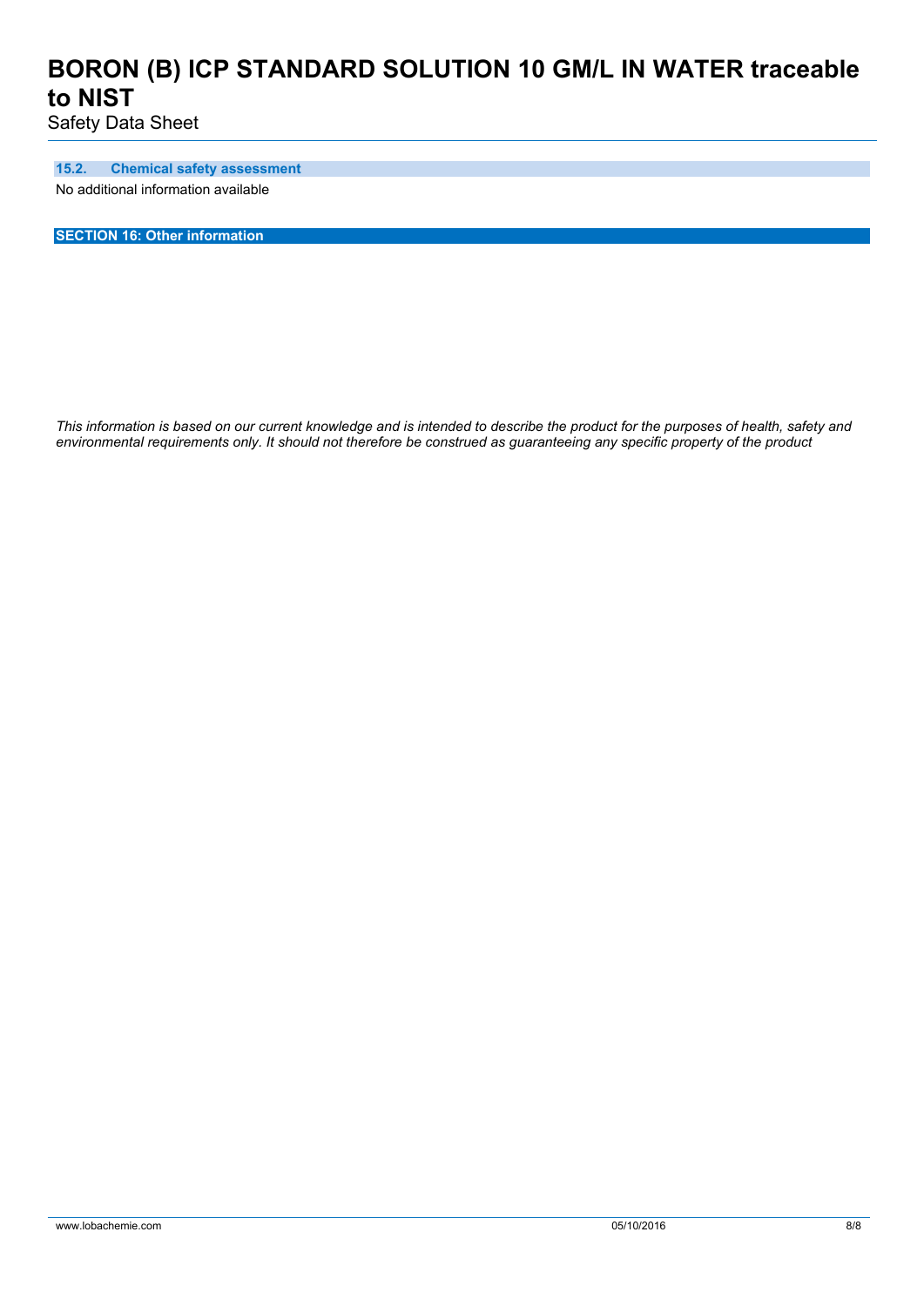### 15.2. Chemical safety assessment

No additional information available

## SECTION 16: Other information

*This information is based on our current knowledge and is intended to describe the product for the purposes of health, safety and environmental requirements only. It should not therefore be construed as guaranteeing any specific property of the product*